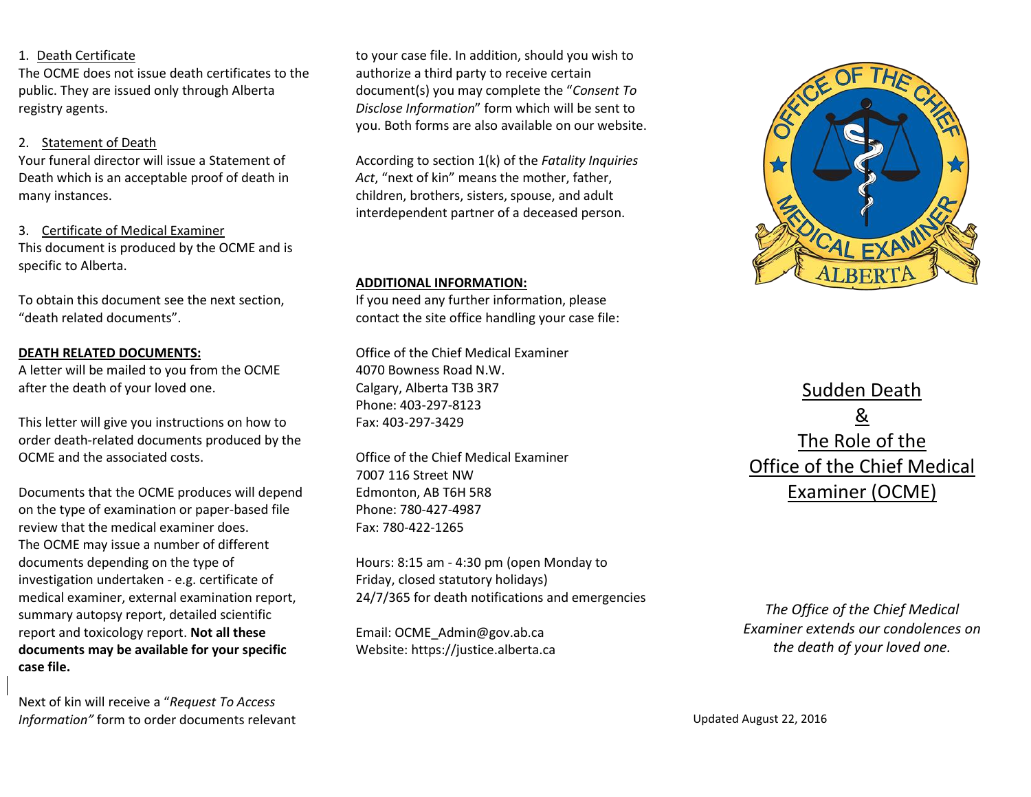1. Death Certificate

The OCME does not issue death certificates to the public. They are issued only through Alberta registry agents.

2. Statement of Death

Your funeral director will issue a Statement of Death which is an acceptable proof of death in many instances.

3. Certificate of Medical Examiner

This document is produced by the OCME and is specific to Alberta.

To obtain this document see the next section, “death related documents”.

**DEATH RELATED DOCUMENTS:**

A letter will be mailed to you from the OCME after the death of your loved one.

This letter will give you instructions on how to order death-related documents produced by the OCME and the associated costs.

Documents that the OCME produces will depend on the type of examination or paper-based file review that the medical examiner does. The OCME may issue a number of different documents depending on the type of investigation undertaken - e.g. certificate of medical examiner, external examination report, summary autopsy report, detailed scientific report and toxicology report. **Not all these documents may be available for your specific case file.**

Next of kin will receive a “*Request To Access Information”* form to order documents relevant to your case file. In addition, should you wish to authorize a third party to receive certain document(s) you may complete the “*Consent To Disclose Information*” form which will be sent to you. Both forms are also available on our website.

According to section 1(k) of the *Fatality Inquiries Act*, “next of kin” means the mother, father, children, brothers, sisters, spouse, and adult interdependent partner of a deceased person.

**ADDITIONAL INFORMATION:**

If you need any further information, please contact the site office handling your case file:

Office of the Chief Medical Examiner
4070 Bowness Road N.W.
Calgary, Alberta T3B 3R7
Phone: 403-297-8123
Fax: 403-297-3429

Office of the Chief Medical Examiner
7007 116 Street NW
Edmonton, AB T6H 5R8
Phone: 780-427-4987
Fax: 780-422-1265

Hours: 8:15 am - 4:30 pm (open Monday to Friday, closed statutory holidays)
24/7/365 for death notifications and emergencies

Email: OCME_Admin@gov.ab.ca
Website: https://justice.alberta.ca

# Sudden Death & The Role of the Office of the Chief Medical Examiner (OCME)

*The Office of the Chief Medical Examiner extends our condolences on the death of your loved one.*

Updated August 22, 2016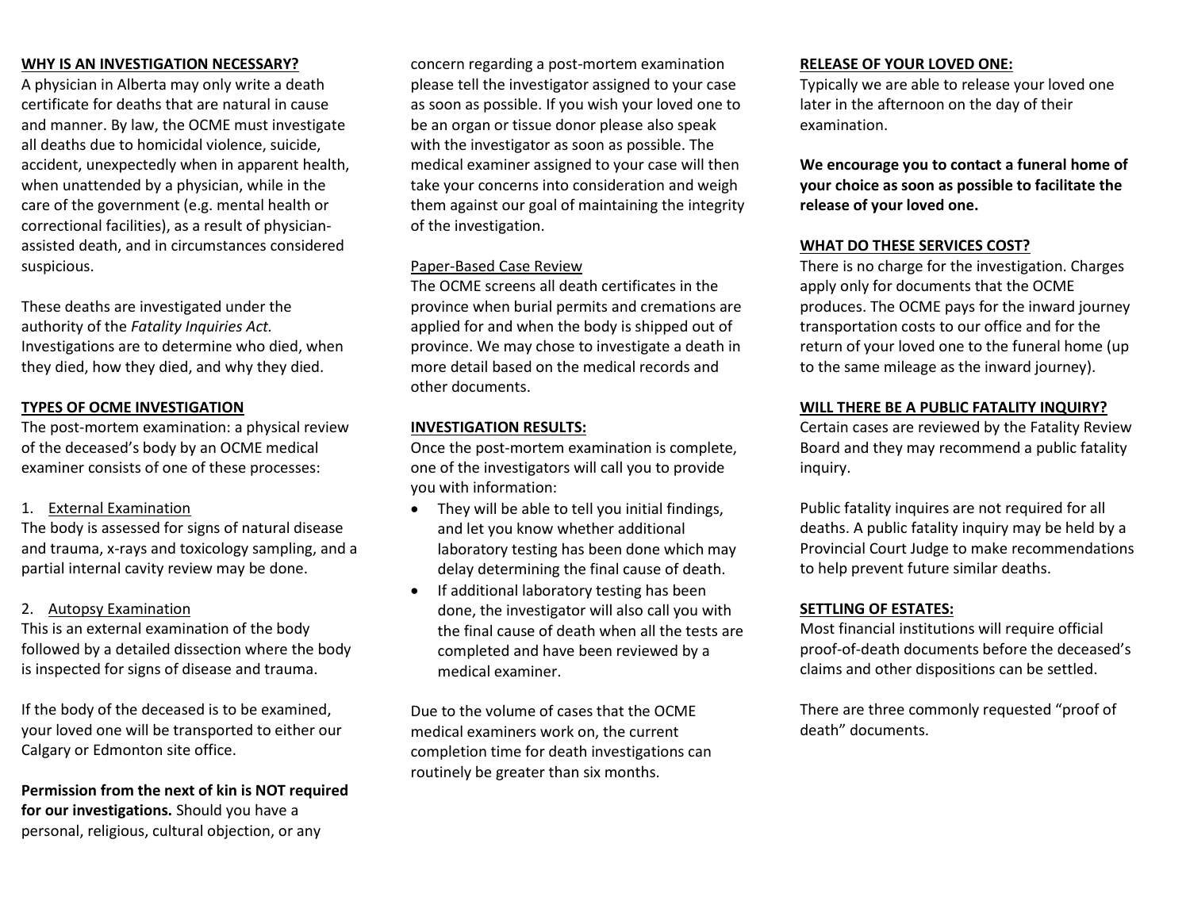**WHY IS AN INVESTIGATION NECESSARY?**

A physician in Alberta may only write a death certificate for deaths that are natural in cause and manner. By law, the OCME must investigate all deaths due to homicidal violence, suicide, accident, unexpectedly when in apparent health, when unattended by a physician, while in the care of the government (e.g. mental health or correctional facilities), as a result of physician-assisted death, and in circumstances considered suspicious.

These deaths are investigated under the authority of the *Fatality Inquiries Act.* Investigations are to determine who died, when they died, how they died, and why they died.

**TYPES OF OCME INVESTIGATION**

The post-mortem examination: a physical review of the deceased's body by an OCME medical examiner consists of one of these processes:

1. External Examination

The body is assessed for signs of natural disease and trauma, x-rays and toxicology sampling, and a partial internal cavity review may be done.

2. Autopsy Examination

This is an external examination of the body followed by a detailed dissection where the body is inspected for signs of disease and trauma.

If the body of the deceased is to be examined, your loved one will be transported to either our Calgary or Edmonton site office.

**Permission from the next of kin is NOT required for our investigations.** Should you have a personal, religious, cultural objection, or any concern regarding a post-mortem examination please tell the investigator assigned to your case as soon as possible. If you wish your loved one to be an organ or tissue donor please also speak with the investigator as soon as possible. The medical examiner assigned to your case will then take your concerns into consideration and weigh them against our goal of maintaining the integrity of the investigation.

Paper-Based Case Review

The OCME screens all death certificates in the province when burial permits and cremations are applied for and when the body is shipped out of province. We may chose to investigate a death in more detail based on the medical records and other documents.

**INVESTIGATION RESULTS:**

Once the post-mortem examination is complete, one of the investigators will call you to provide you with information:

- They will be able to tell you initial findings, and let you know whether additional laboratory testing has been done which may delay determining the final cause of death.
- If additional laboratory testing has been done, the investigator will also call you with the final cause of death when all the tests are completed and have been reviewed by a medical examiner.

Due to the volume of cases that the OCME medical examiners work on, the current completion time for death investigations can routinely be greater than six months.

**RELEASE OF YOUR LOVED ONE:**

Typically we are able to release your loved one later in the afternoon on the day of their examination.

**We encourage you to contact a funeral home of your choice as soon as possible to facilitate the release of your loved one.**

**WHAT DO THESE SERVICES COST?**

There is no charge for the investigation. Charges apply only for documents that the OCME produces. The OCME pays for the inward journey transportation costs to our office and for the return of your loved one to the funeral home (up to the same mileage as the inward journey).

**WILL THERE BE A PUBLIC FATALITY INQUIRY?**

Certain cases are reviewed by the Fatality Review Board and they may recommend a public fatality inquiry.

Public fatality inquires are not required for all deaths. A public fatality inquiry may be held by a Provincial Court Judge to make recommendations to help prevent future similar deaths.

**SETTLING OF ESTATES:**

Most financial institutions will require official proof-of-death documents before the deceased's claims and other dispositions can be settled.

There are three commonly requested "proof of death" documents.